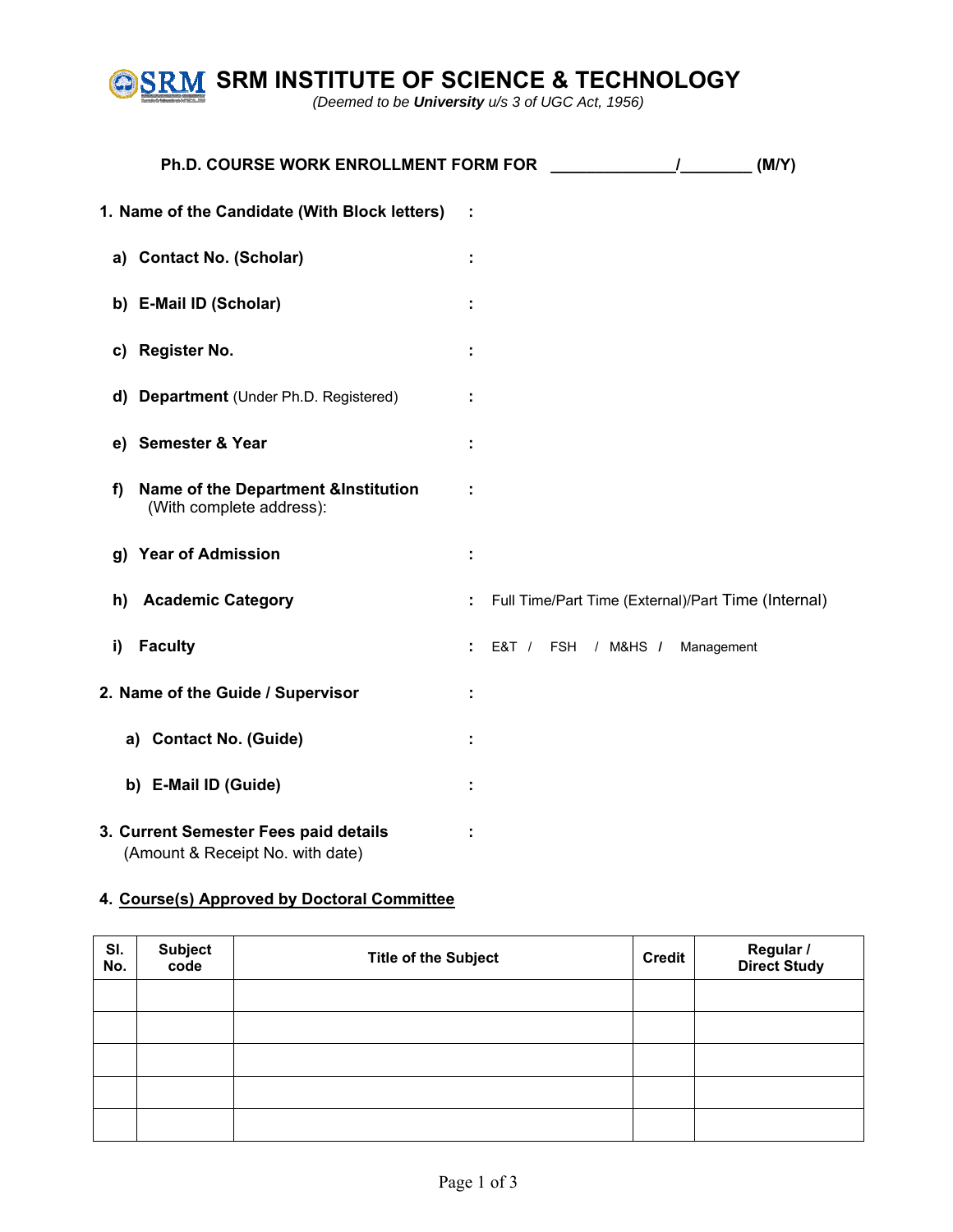# SRM INSTITUTE OF SCIENCE & TECHNOLOGY

*(Deemed to be **University** u/s 3 of UGC Act, 1956)*

## Ph.D. COURSE WORK ENROLLMENT FORM FOR _____________/________ (M/Y)

1. **Name of the Candidate (With Block letters)** :

   a) **Contact No. (Scholar)** :

   b) **E-Mail ID (Scholar)** :

   c) **Register No.** :

   d) **Department** (Under Ph.D. Registered) :

   e) **Semester & Year** :

   f) **Name of the Department &Institution** (With complete address): :

   g) **Year of Admission** :

   h) **Academic Category** : Full Time/Part Time (External)/Part Time (Internal)

   i) **Faculty** : E&T / FSH / M&HS / Management

2. **Name of the Guide / Supervisor** :

   a) **Contact No. (Guide)** :

   b) **E-Mail ID (Guide)** :

3. **Current Semester Fees paid details** (Amount & Receipt No. with date) :

4. **Course(s) Approved by Doctoral Committee**

| Sl. No. | Subject code | Title of the Subject | Credit | Regular / Direct Study |
|---|---|---|---|---|
| | | | | |
| | | | | |
| | | | | |
| | | | | |
| | | | | |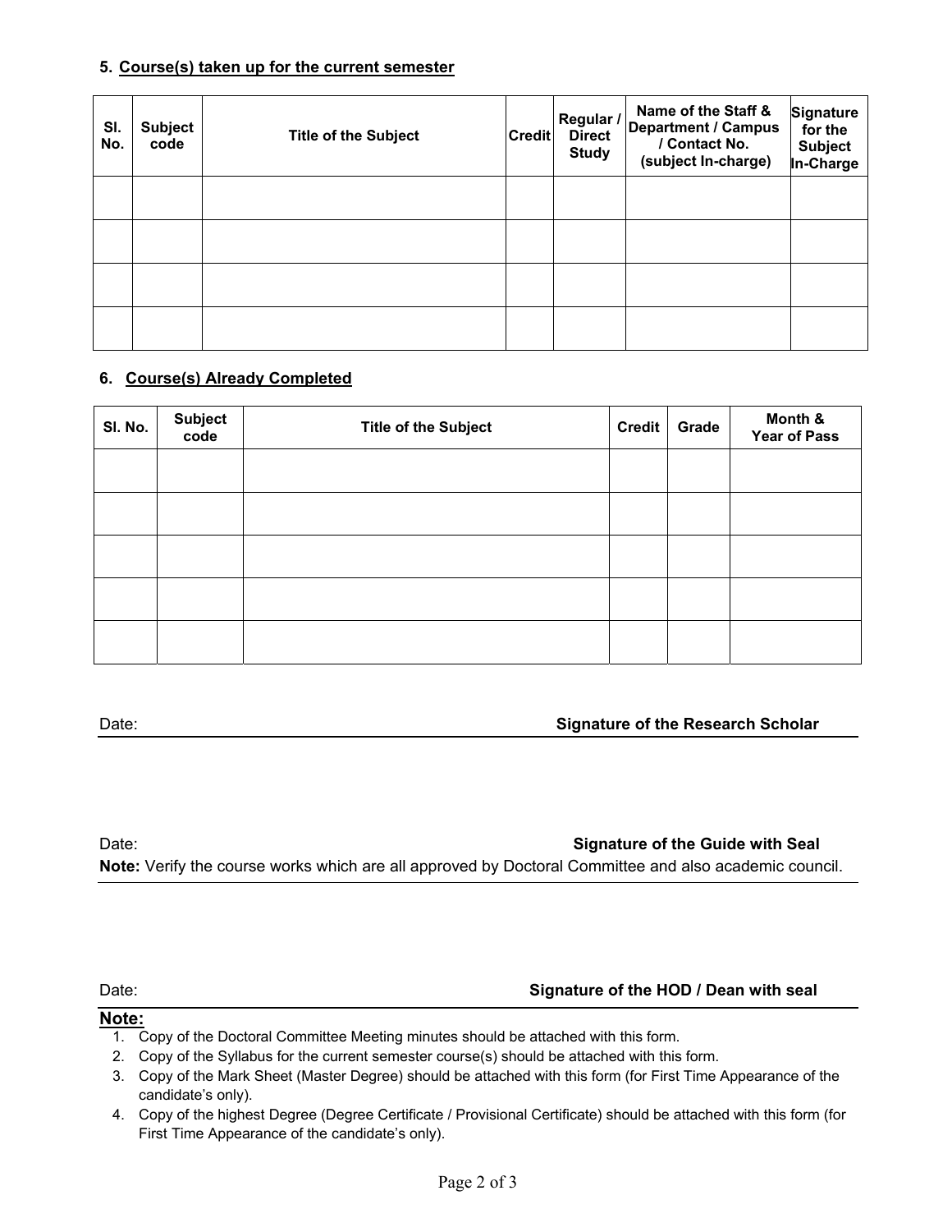### 5. Course(s) taken up for the current semester

| Sl. No. | Subject code | Title of the Subject | Credit | Regular / Direct Study | Name of the Staff & Department / Campus / Contact No. (subject In-charge) | Signature for the Subject In-Charge |
|---|---|---|---|---|---|---|
| | | | | | | |
| | | | | | | |
| | | | | | | |
| | | | | | | |

### 6. Course(s) Already Completed

| Sl. No. | Subject code | Title of the Subject | Credit | Grade | Month & Year of Pass |
|---|---|---|---|---|---|
| | | | | | |
| | | | | | |
| | | | | | |
| | | | | | |
| | | | | | |

Date: **Signature of the Research Scholar**

Date: **Signature of the Guide with Seal**

**Note:** Verify the course works which are all approved by Doctoral Committee and also academic council.

Date: **Signature of the HOD / Dean with seal**

**Note:**

1. Copy of the Doctoral Committee Meeting minutes should be attached with this form.
2. Copy of the Syllabus for the current semester course(s) should be attached with this form.
3. Copy of the Mark Sheet (Master Degree) should be attached with this form (for First Time Appearance of the candidate's only).
4. Copy of the highest Degree (Degree Certificate / Provisional Certificate) should be attached with this form (for First Time Appearance of the candidate's only).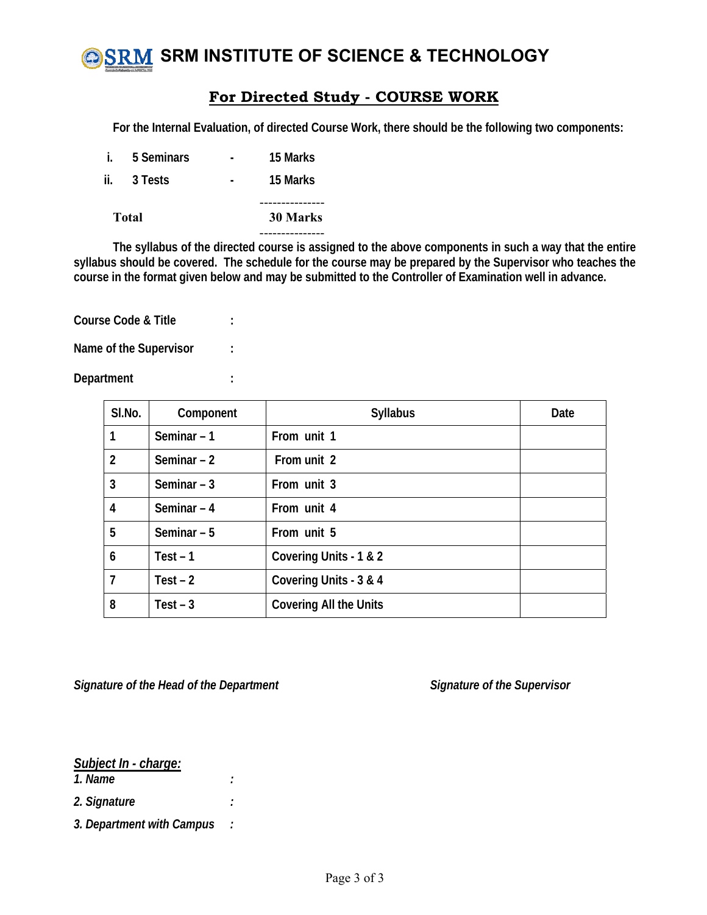# SRM INSTITUTE OF SCIENCE & TECHNOLOGY

## For Directed Study - COURSE WORK

**For the Internal Evaluation, of directed Course Work, there should be the following two components:**

| | | | |
|---|---|---|---|
| i. | 5 Seminars | - | 15 Marks |
| ii. | 3 Tests | - | 15 Marks |
| **Total** | | | **30 Marks** |

**The syllabus of the directed course is assigned to the above components in such a way that the entire syllabus should be covered. The schedule for the course may be prepared by the Supervisor who teaches the course in the format given below and may be submitted to the Controller of Examination well in advance.**

**Course Code & Title :**

**Name of the Supervisor :**

**Department :**

| Sl.No. | Component | Syllabus | Date |
|---|---|---|---|
| 1 | Seminar – 1 | From unit 1 | |
| 2 | Seminar – 2 | From unit 2 | |
| 3 | Seminar – 3 | From unit 3 | |
| 4 | Seminar – 4 | From unit 4 | |
| 5 | Seminar – 5 | From unit 5 | |
| 6 | Test – 1 | Covering Units - 1 & 2 | |
| 7 | Test – 2 | Covering Units - 3 & 4 | |
| 8 | Test – 3 | Covering All the Units | |

*Signature of the Head of the Department*

*Signature of the Supervisor*

***Subject In - charge:***

*1. Name :*

*2. Signature :*

*3. Department with Campus :*